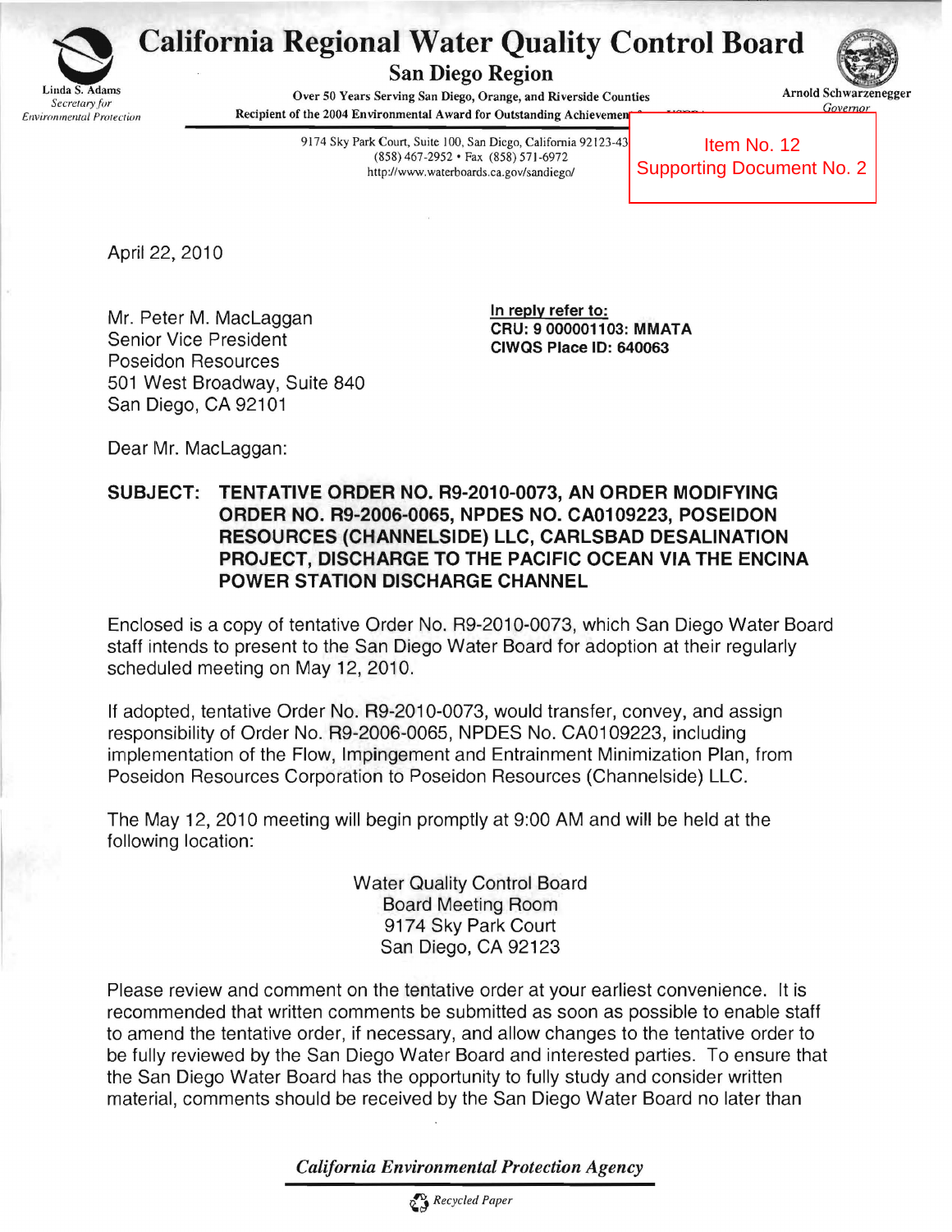# California Regional Water Quality Control Board

## San Diego Region

Linda S. Adams
*Secretary for Environmental Protection*

Over 50 Years Serving San Diego, Orange, and Riverside Counties
Recipient of the 2004 Environmental Award for Outstanding Achievement

Arnold Schwarzenegger
*Governor*

9174 Sky Park Court, Suite 100, San Diego, California 92123-43
(858) 467-2952 • Fax (858) 571-6972
http://www.waterboards.ca.gov/sandiego/

Item No. 12
Supporting Document No. 2

April 22, 2010

Mr. Peter M. MacLaggan
Senior Vice President
Poseidon Resources
501 West Broadway, Suite 840
San Diego, CA 92101

**In reply refer to:**
**CRU: 9 000001103: MMATA**
**CIWQS Place ID: 640063**

Dear Mr. MacLaggan:

**SUBJECT: TENTATIVE ORDER NO. R9-2010-0073, AN ORDER MODIFYING ORDER NO. R9-2006-0065, NPDES NO. CA0109223, POSEIDON RESOURCES (CHANNELSIDE) LLC, CARLSBAD DESALINATION PROJECT, DISCHARGE TO THE PACIFIC OCEAN VIA THE ENCINA POWER STATION DISCHARGE CHANNEL**

Enclosed is a copy of tentative Order No. R9-2010-0073, which San Diego Water Board staff intends to present to the San Diego Water Board for adoption at their regularly scheduled meeting on May 12, 2010.

If adopted, tentative Order No. R9-2010-0073, would transfer, convey, and assign responsibility of Order No. R9-2006-0065, NPDES No. CA0109223, including implementation of the Flow, Impingement and Entrainment Minimization Plan, from Poseidon Resources Corporation to Poseidon Resources (Channelside) LLC.

The May 12, 2010 meeting will begin promptly at 9:00 AM and will be held at the following location:

Water Quality Control Board
Board Meeting Room
9174 Sky Park Court
San Diego, CA 92123

Please review and comment on the tentative order at your earliest convenience. It is recommended that written comments be submitted as soon as possible to enable staff to amend the tentative order, if necessary, and allow changes to the tentative order to be fully reviewed by the San Diego Water Board and interested parties. To ensure that the San Diego Water Board has the opportunity to fully study and consider written material, comments should be received by the San Diego Water Board no later than

*California Environmental Protection Agency*

*Recycled Paper*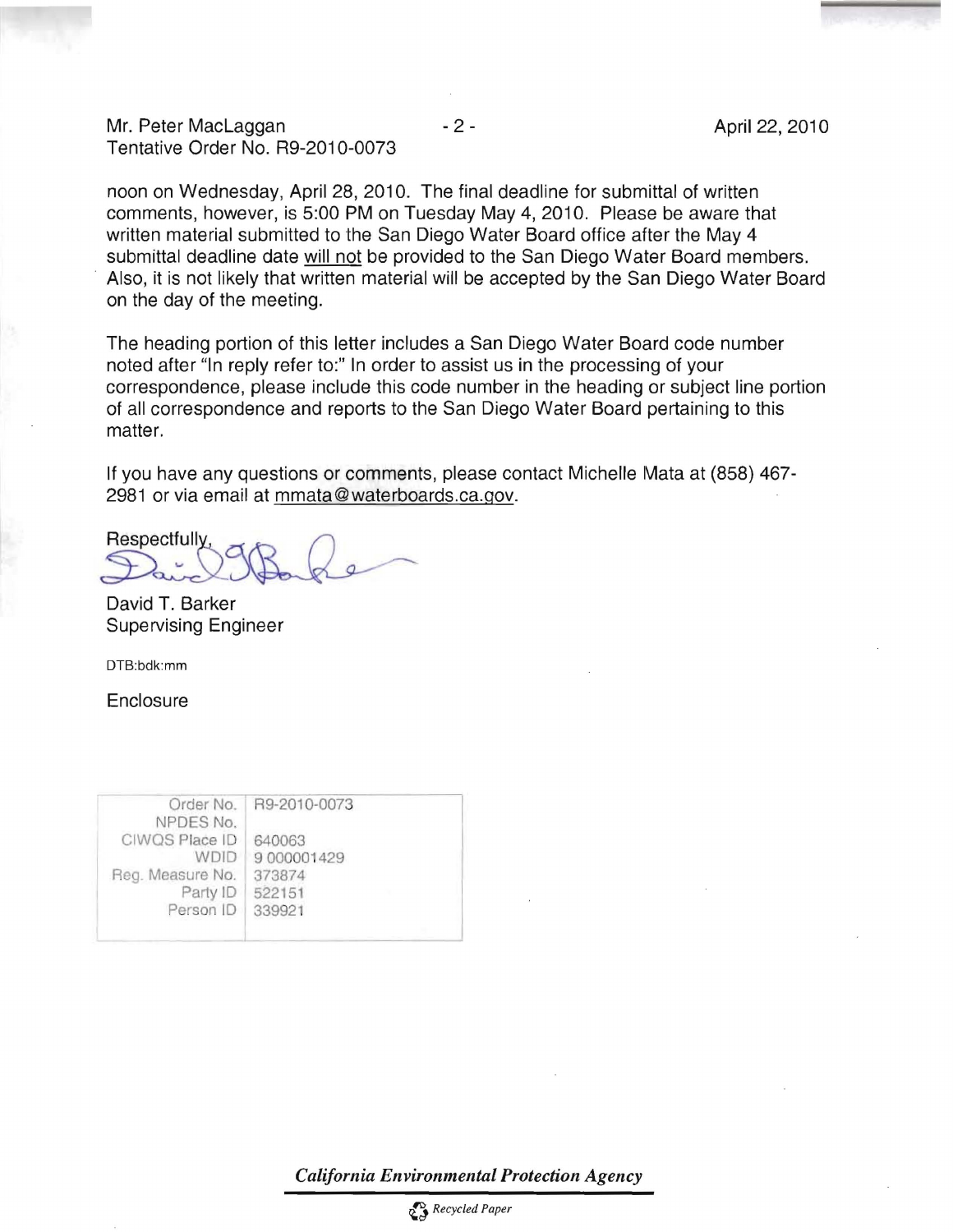Mr. Peter MacLaggan
Tentative Order No. R9-2010-0073

noon on Wednesday, April 28, 2010. The final deadline for submittal of written comments, however, is 5:00 PM on Tuesday May 4, 2010. Please be aware that written material submitted to the San Diego Water Board office after the May 4 submittal deadline date will not be provided to the San Diego Water Board members. Also, it is not likely that written material will be accepted by the San Diego Water Board on the day of the meeting.

The heading portion of this letter includes a San Diego Water Board code number noted after "In reply refer to:" In order to assist us in the processing of your correspondence, please include this code number in the heading or subject line portion of all correspondence and reports to the San Diego Water Board pertaining to this matter.

If you have any questions or comments, please contact Michelle Mata at (858) 467-2981 or via email at mmata@waterboards.ca.gov.

Respectfully,

David T. Barker
Supervising Engineer

DTB:bdk:mm

Enclosure

| | |
|---|---|
| Order No. | R9-2010-0073 |
| NPDES No. | |
| CIWQS Place ID | 640063 |
| WDID | 9 000001429 |
| Reg. Measure No. | 373874 |
| Party ID | 522151 |
| Person ID | 339921 |

*California Environmental Protection Agency*

Recycled Paper